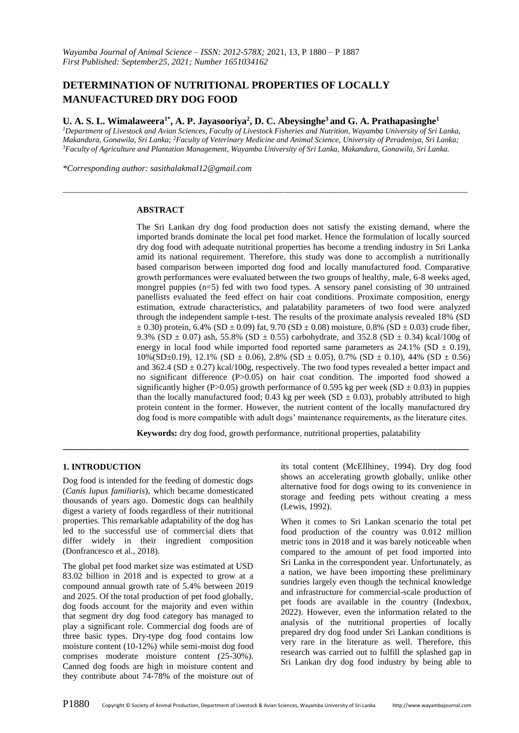*Wayamba Journal of Animal Science – ISSN: 2012-578X;* 2021, 13, P 1880 – P 1887
*First Published: September25, 2021; Number 1651034162*

# DETERMINATION OF NUTRITIONAL PROPERTIES OF LOCALLY MANUFACTURED DRY DOG FOOD

**U. A. S. L. Wimalaweera[1*], A. P. Jayasooriya[2], D. C. Abeysinghe[3] and G. A. Prathapasinghe[1]**

[1]Department of Livestock and Avian Sciences, Faculty of Livestock Fisheries and Nutrition, Wayamba University of Sri Lanka, Makandura, Gonawila, Sri Lanka; [2]Faculty of Veterinary Medicine and Animal Science, University of Peradeniya, Sri Lanka; [3]Faculty of Agriculture and Plantation Management, Wayamba University of Sri Lanka, Makandura, Gonawila, Sri Lanka.

*\*Corresponding author: sasithalakmal12@gmail.com*

## ABSTRACT

The Sri Lankan dry dog food production does not satisfy the existing demand, where the imported brands dominate the local pet food market. Hence the formulation of locally sourced dry dog food with adequate nutritional properties has become a trending industry in Sri Lanka amid its national requirement. Therefore, this study was done to accomplish a nutritionally based comparison between imported dog food and locally manufactured food. Comparative growth performances were evaluated between the two groups of healthy, male, 6-8 weeks aged, mongrel puppies (n=5) fed with two food types. A sensory panel consisting of 30 untrained panellists evaluated the feed effect on hair coat conditions. Proximate composition, energy estimation, extrude characteristics, and palatability parameters of two food were analyzed through the independent sample t-test. The results of the proximate analysis revealed 18% (SD $\pm$ 0.30) protein, 6.4% (SD $\pm$ 0.09) fat, 9.70 (SD $\pm$ 0.08) moisture, 0.8% (SD $\pm$ 0.03) crude fiber, 9.3% (SD $\pm$ 0.07) ash, 55.8% (SD $\pm$ 0.55) carbohydrate, and 352.8 (SD $\pm$ 0.34) kcal/100g of energy in local food while imported food reported same parameters as 24.1% (SD $\pm$ 0.19), 10%(SD$\pm$0.19), 12.1% (SD $\pm$ 0.06), 2.8% (SD $\pm$ 0.05), 0.7% (SD $\pm$ 0.10), 44% (SD $\pm$ 0.56) and 362.4 (SD $\pm$ 0.27) kcal/100g, respectively. The two food types revealed a better impact and no significant difference ($P>0.05$) on hair coat condition. The imported food showed a significantly higher ($P>0.05$) growth performance of 0.595 kg per week (SD $\pm$ 0.03) in puppies than the locally manufactured food; 0.43 kg per week (SD $\pm$ 0.03), probably attributed to high protein content in the former. However, the nutrient content of the locally manufactured dry dog food is more compatible with adult dogs' maintenance requirements, as the literature cites.

**Keywords:** dry dog food, growth performance, nutritional properties, palatability

## 1. INTRODUCTION

Dog food is intended for the feeding of domestic dogs (*Canis lupus familiaris*), which became domesticated thousands of years ago. Domestic dogs can healthily digest a variety of foods regardless of their nutritional properties. This remarkable adaptability of the dog has led to the successful use of commercial diets that differ widely in their ingredient composition (Donfrancesco et al., 2018).

The global pet food market size was estimated at USD 83.02 billion in 2018 and is expected to grow at a compound annual growth rate of 5.4% between 2019 and 2025. Of the total production of pet food globally, dog foods account for the majority and even within that segment dry dog food category has managed to play a significant role. Commercial dog foods are of three basic types. Dry-type dog food contains low moisture content (10-12%) while semi-moist dog food comprises moderate moisture content (25-30%). Canned dog foods are high in moisture content and they contribute about 74-78% of the moisture out of its total content (McEllhiney, 1994). Dry dog food shows an accelerating growth globally, unlike other alternative food for dogs owing to its convenience in storage and feeding pets without creating a mess (Lewis, 1992).

When it comes to Sri Lankan scenario the total pet food production of the country was 0.012 million metric tons in 2018 and it was barely noticeable when compared to the amount of pet food imported into Sri Lanka in the correspondent year. Unfortunately, as a nation, we have been importing these preliminary sundries largely even though the technical knowledge and infrastructure for commercial-scale production of pet foods are available in the country (Indexbox, 2022). However, even the information related to the analysis of the nutritional properties of locally prepared dry dog food under Sri Lankan conditions is very rare in the literature as well. Therefore, this research was carried out to fulfill the splashed gap in Sri Lankan dry dog food industry by being able to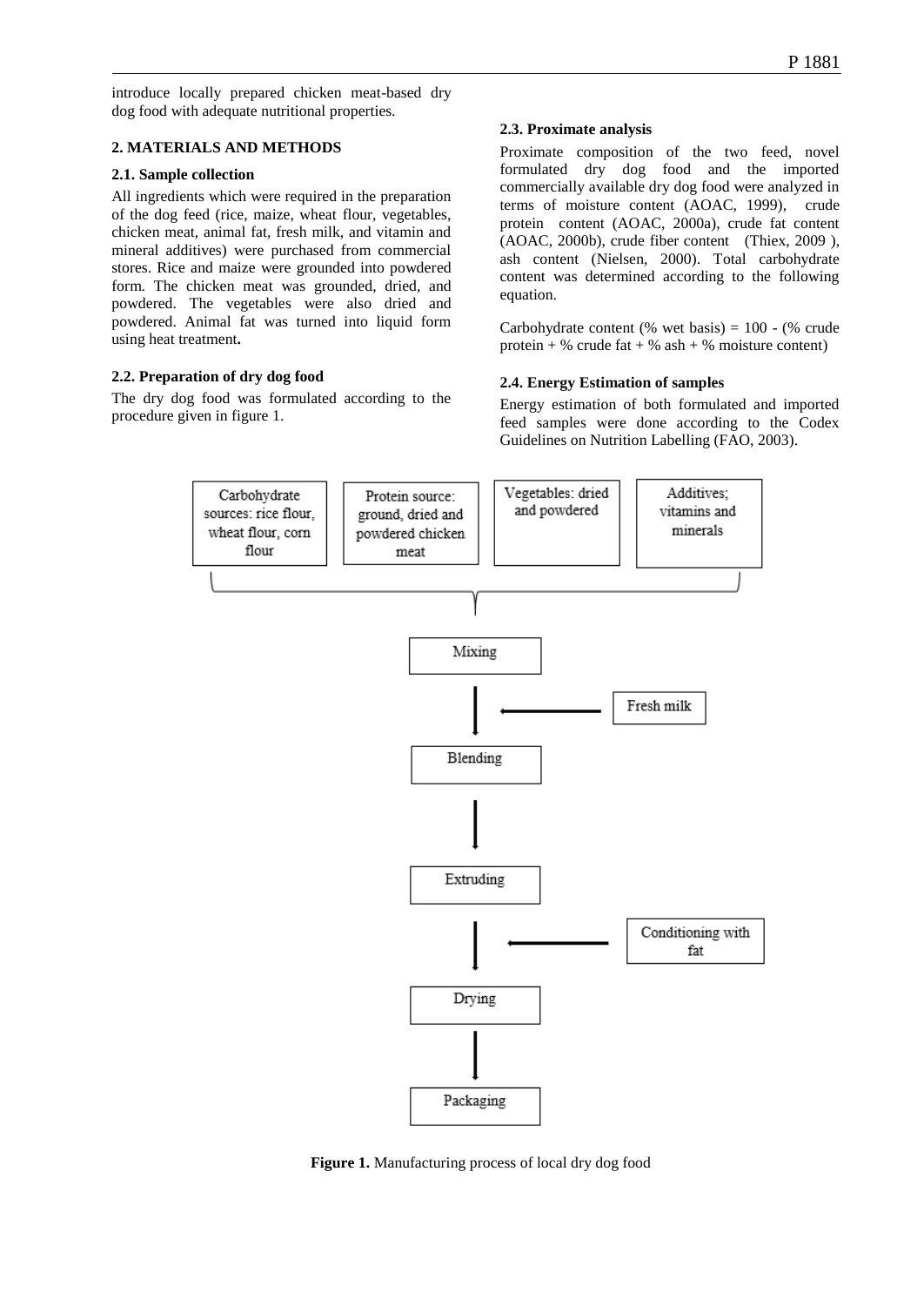introduce locally prepared chicken meat-based dry dog food with adequate nutritional properties.

## 2. MATERIALS AND METHODS

### 2.1. Sample collection

All ingredients which were required in the preparation of the dog feed (rice, maize, wheat flour, vegetables, chicken meat, animal fat, fresh milk, and vitamin and mineral additives) were purchased from commercial stores. Rice and maize were grounded into powdered form. The chicken meat was grounded, dried, and powdered. The vegetables were also dried and powdered. Animal fat was turned into liquid form using heat treatment**.**

### 2.2. Preparation of dry dog food

The dry dog food was formulated according to the procedure given in figure 1.

### 2.3. Proximate analysis

Proximate composition of the two feed, novel formulated dry dog food and the imported commercially available dry dog food were analyzed in terms of moisture content (AOAC, 1999), crude protein content (AOAC, 2000a), crude fat content (AOAC, 2000b), crude fiber content (Thiex, 2009 ), ash content (Nielsen, 2000). Total carbohydrate content was determined according to the following equation.

Carbohydrate content (% wet basis) = 100 - (% crude protein + % crude fat + % ash + % moisture content)

### 2.4. Energy Estimation of samples

Energy estimation of both formulated and imported feed samples were done according to the Codex Guidelines on Nutrition Labelling (FAO, 2003).

```
Carbohydrate sources: rice flour, wheat flour, corn flour
Protein source: ground, dried and powdered chicken meat
Vegetables: dried and powdered
Additives; vitamins and minerals
        |
      Mixing
        |  <-- Fresh milk
     Blending
        |
     Extruding
        |  <-- Conditioning with fat
      Drying
        |
     Packaging
```

**Figure 1.** Manufacturing process of local dry dog food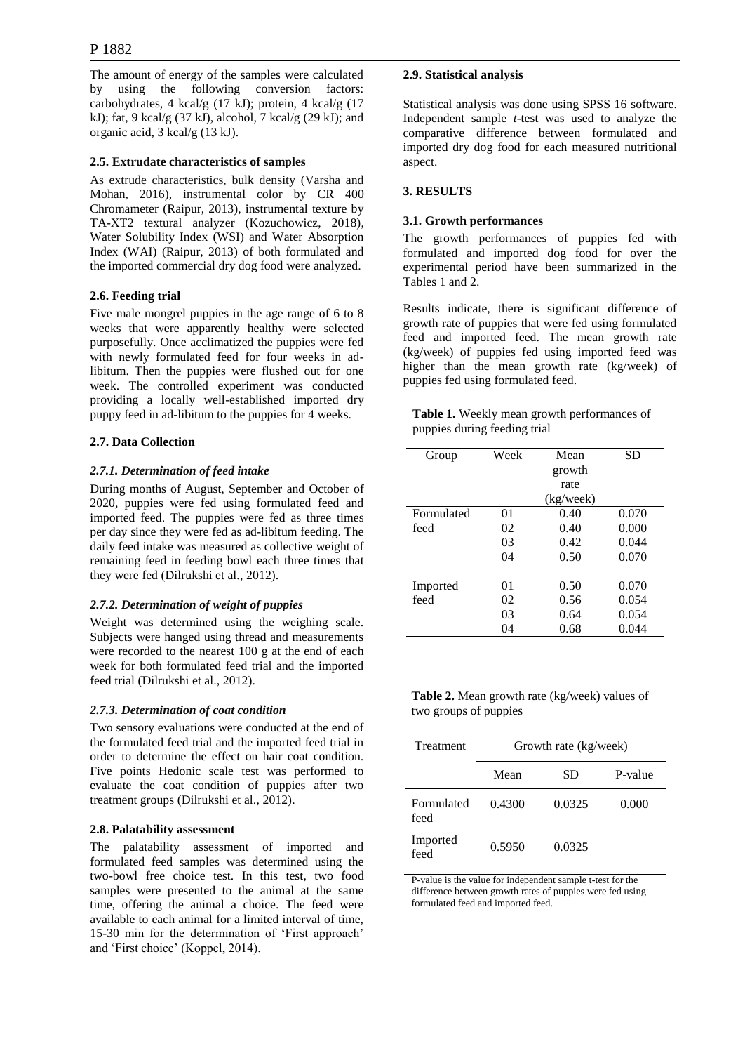The amount of energy of the samples were calculated by using the following conversion factors: carbohydrates, 4 kcal/g (17 kJ); protein, 4 kcal/g (17 kJ); fat, 9 kcal/g (37 kJ), alcohol, 7 kcal/g (29 kJ); and organic acid, 3 kcal/g (13 kJ).

### 2.5. Extrudate characteristics of samples

As extrude characteristics, bulk density (Varsha and Mohan, 2016), instrumental color by CR 400 Chromameter (Raipur, 2013), instrumental texture by TA-XT2 textural analyzer (Kozuchowicz, 2018), Water Solubility Index (WSI) and Water Absorption Index (WAI) (Raipur, 2013) of both formulated and the imported commercial dry dog food were analyzed.

### 2.6. Feeding trial

Five male mongrel puppies in the age range of 6 to 8 weeks that were apparently healthy were selected purposefully. Once acclimatized the puppies were fed with newly formulated feed for four weeks in ad-libitum. Then the puppies were flushed out for one week. The controlled experiment was conducted providing a locally well-established imported dry puppy feed in ad-libitum to the puppies for 4 weeks.

### 2.7. Data Collection

#### *2.7.1. Determination of feed intake*

During months of August, September and October of 2020, puppies were fed using formulated feed and imported feed. The puppies were fed as three times per day since they were fed as ad-libitum feeding. The daily feed intake was measured as collective weight of remaining feed in feeding bowl each three times that they were fed (Dilrukshi et al., 2012).

#### *2.7.2. Determination of weight of puppies*

Weight was determined using the weighing scale. Subjects were hanged using thread and measurements were recorded to the nearest 100 g at the end of each week for both formulated feed trial and the imported feed trial (Dilrukshi et al., 2012).

#### *2.7.3. Determination of coat condition*

Two sensory evaluations were conducted at the end of the formulated feed trial and the imported feed trial in order to determine the effect on hair coat condition. Five points Hedonic scale test was performed to evaluate the coat condition of puppies after two treatment groups (Dilrukshi et al., 2012).

### 2.8. Palatability assessment

The palatability assessment of imported and formulated feed samples was determined using the two-bowl free choice test. In this test, two food samples were presented to the animal at the same time, offering the animal a choice. The feed were available to each animal for a limited interval of time, 15-30 min for the determination of 'First approach' and 'First choice' (Koppel, 2014).

### 2.9. Statistical analysis

Statistical analysis was done using SPSS 16 software. Independent sample *t*-test was used to analyze the comparative difference between formulated and imported dry dog food for each measured nutritional aspect.

## 3. RESULTS

### 3.1. Growth performances

The growth performances of puppies fed with formulated and imported dog food for over the experimental period have been summarized in the Tables 1 and 2.

Results indicate, there is significant difference of growth rate of puppies that were fed using formulated feed and imported feed. The mean growth rate (kg/week) of puppies fed using imported feed was higher than the mean growth rate (kg/week) of puppies fed using formulated feed.

**Table 1.** Weekly mean growth performances of puppies during feeding trial

| Group | Week | Mean growth rate (kg/week) | SD |
|---|---|---|---|
| Formulated feed | 01 | 0.40 | 0.070 |
| | 02 | 0.40 | 0.000 |
| | 03 | 0.42 | 0.044 |
| | 04 | 0.50 | 0.070 |
| Imported feed | 01 | 0.50 | 0.070 |
| | 02 | 0.56 | 0.054 |
| | 03 | 0.64 | 0.054 |
| | 04 | 0.68 | 0.044 |

**Table 2.** Mean growth rate (kg/week) values of two groups of puppies

| Treatment | Growth rate (kg/week) | | |
|---|---|---|---|
| | Mean | SD | P-value |
| Formulated feed | 0.4300 | 0.0325 | 0.000 |
| Imported feed | 0.5950 | 0.0325 | |

P-value is the value for independent sample t-test for the difference between growth rates of puppies were fed using formulated feed and imported feed.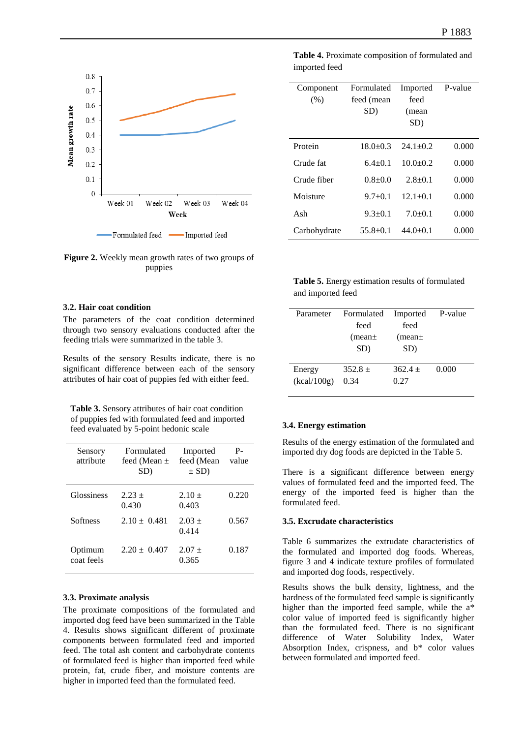Figure 2. Weekly mean growth rates of two groups of puppies

### 3.2. Hair coat condition

The parameters of the coat condition determined through two sensory evaluations conducted after the feeding trials were summarized in the table 3.

Results of the sensory Results indicate, there is no significant difference between each of the sensory attributes of hair coat of puppies fed with either feed.

**Table 3.** Sensory attributes of hair coat condition of puppies fed with formulated feed and imported feed evaluated by 5-point hedonic scale

| Sensory attribute | Formulated feed (Mean ± SD) | Imported feed (Mean ± SD) | P-value |
|---|---|---|---|
| Glossiness | 2.23 ± 0.430 | 2.10 ± 0.403 | 0.220 |
| Softness | 2.10 ± 0.481 | 2.03 ± 0.414 | 0.567 |
| Optimum coat feels | 2.20 ± 0.407 | 2.07 ± 0.365 | 0.187 |

### 3.3. Proximate analysis

The proximate compositions of the formulated and imported dog feed have been summarized in the Table 4. Results shows significant different of proximate components between formulated feed and imported feed. The total ash content and carbohydrate contents of formulated feed is higher than imported feed while protein, fat, crude fiber, and moisture contents are higher in imported feed than the formulated feed.

**Table 4.** Proximate composition of formulated and imported feed

| Component (%) | Formulated feed (mean SD) | Imported feed (mean SD) | P-value |
|---|---|---|---|
| Protein | 18.0±0.3 | 24.1±0.2 | 0.000 |
| Crude fat | 6.4±0.1 | 10.0±0.2 | 0.000 |
| Crude fiber | 0.8±0.0 | 2.8±0.1 | 0.000 |
| Moisture | 9.7±0.1 | 12.1±0.1 | 0.000 |
| Ash | 9.3±0.1 | 7.0±0.1 | 0.000 |
| Carbohydrate | 55.8±0.1 | 44.0±0.1 | 0.000 |

**Table 5.** Energy estimation results of formulated and imported feed

| Parameter | Formulated feed (mean± SD) | Imported feed (mean± SD) | P-value |
|---|---|---|---|
| Energy (kcal/100g) | 352.8 ± 0.34 | 362.4 ± 0.27 | 0.000 |

### 3.4. Energy estimation

Results of the energy estimation of the formulated and imported dry dog foods are depicted in the Table 5.

There is a significant difference between energy values of formulated feed and the imported feed. The energy of the imported feed is higher than the formulated feed.

### 3.5. Excrudate characteristics

Table 6 summarizes the extrudate characteristics of the formulated and imported dog foods. Whereas, figure 3 and 4 indicate texture profiles of formulated and imported dog foods, respectively.

Results shows the bulk density, lightness, and the hardness of the formulated feed sample is significantly higher than the imported feed sample, while the a* color value of imported feed is significantly higher than the formulated feed. There is no significant difference of Water Solubility Index, Water Absorption Index, crispness, and b* color values between formulated and imported feed.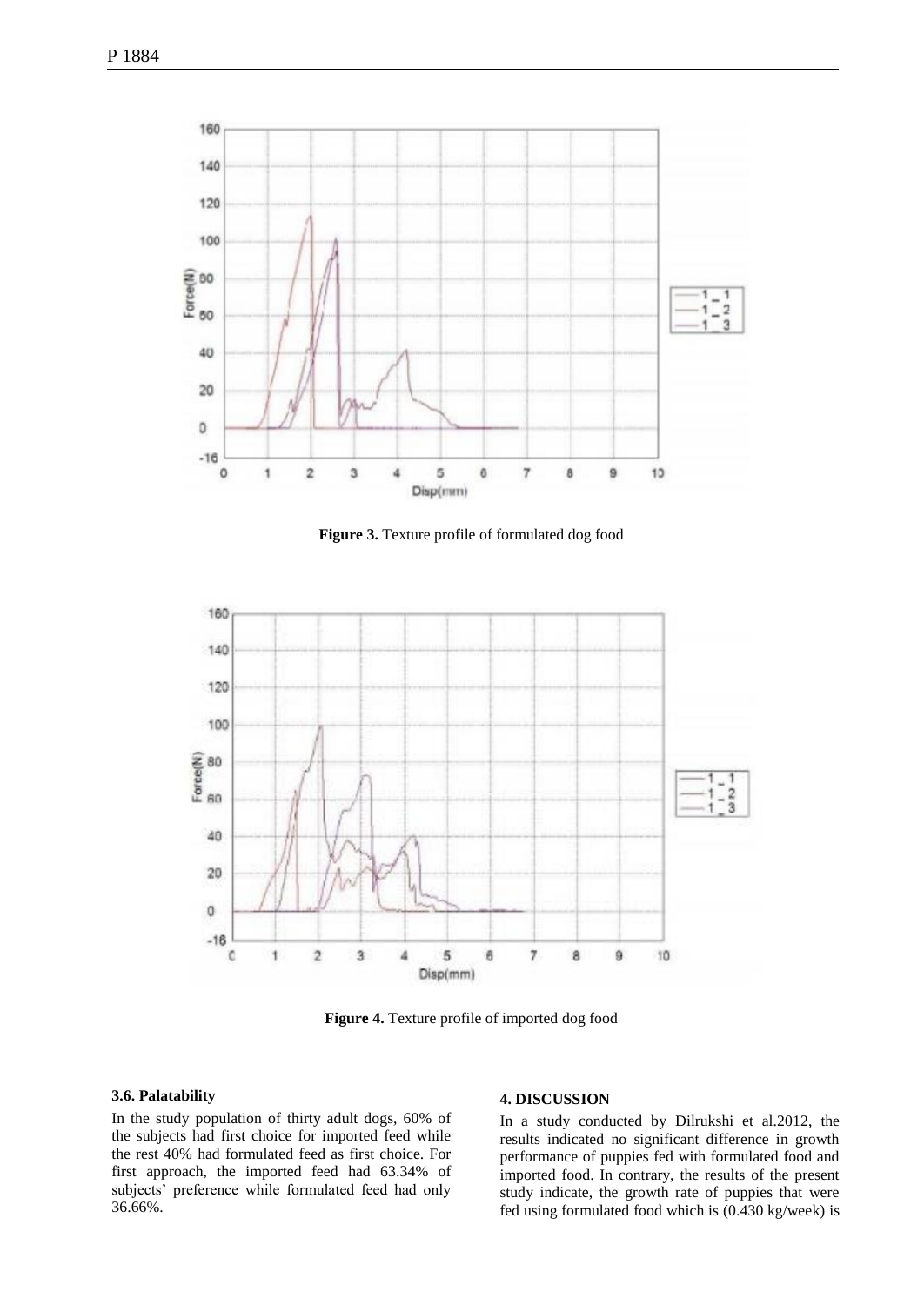Figure 3. Texture profile of formulated dog food

Figure 4. Texture profile of imported dog food

### 3.6. Palatability

In the study population of thirty adult dogs, 60% of the subjects had first choice for imported feed while the rest 40% had formulated feed as first choice. For first approach, the imported feed had 63.34% of subjects' preference while formulated feed had only 36.66%.

## 4. DISCUSSION

In a study conducted by Dilrukshi et al.2012, the results indicated no significant difference in growth performance of puppies fed with formulated food and imported food. In contrary, the results of the present study indicate, the growth rate of puppies that were fed using formulated food which is (0.430 kg/week) is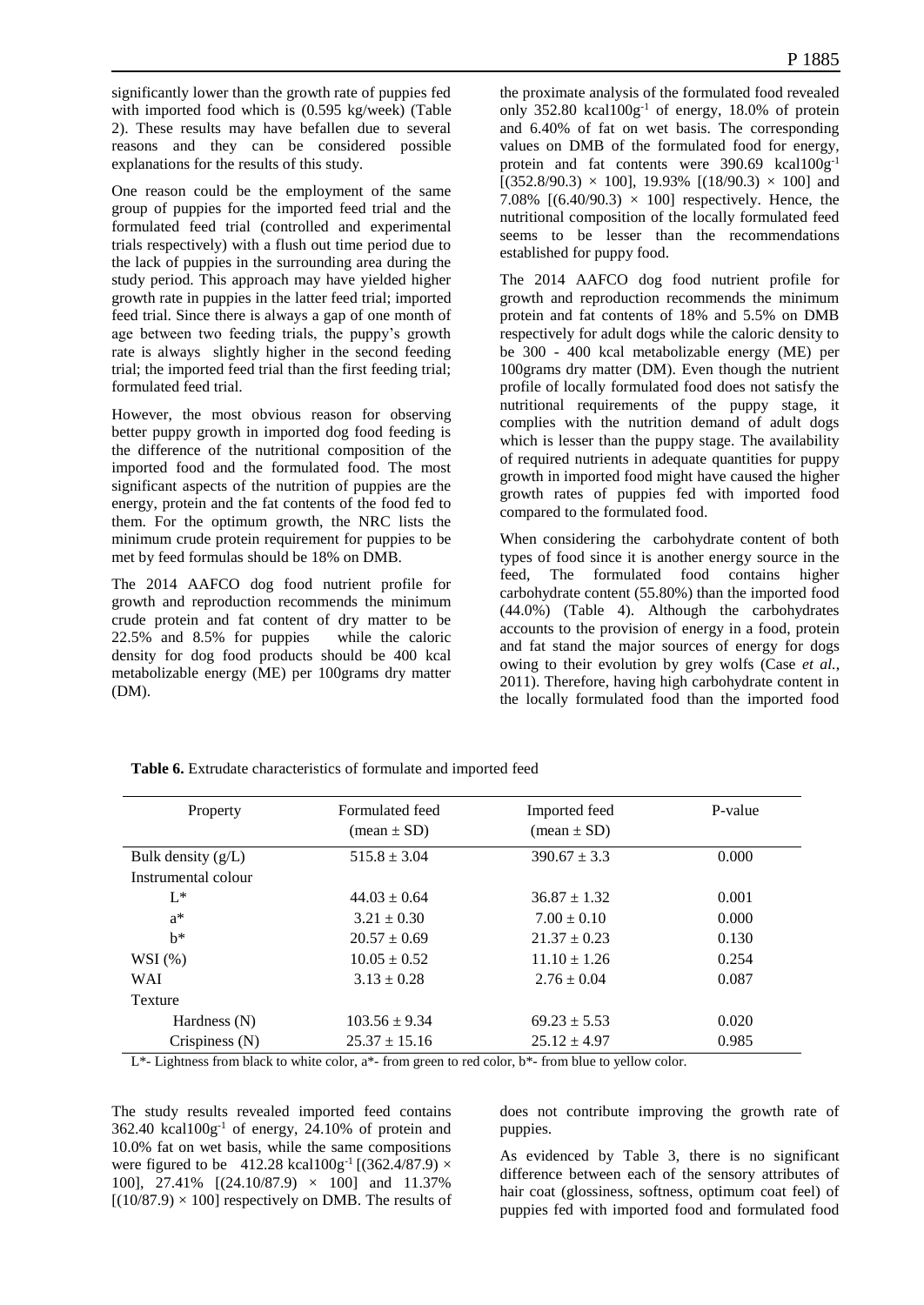significantly lower than the growth rate of puppies fed with imported food which is (0.595 kg/week) (Table 2). These results may have befallen due to several reasons and they can be considered possible explanations for the results of this study.

One reason could be the employment of the same group of puppies for the imported feed trial and the formulated feed trial (controlled and experimental trials respectively) with a flush out time period due to the lack of puppies in the surrounding area during the study period. This approach may have yielded higher growth rate in puppies in the latter feed trial; imported feed trial. Since there is always a gap of one month of age between two feeding trials, the puppy's growth rate is always slightly higher in the second feeding trial; the imported feed trial than the first feeding trial; formulated feed trial.

However, the most obvious reason for observing better puppy growth in imported dog food feeding is the difference of the nutritional composition of the imported food and the formulated food. The most significant aspects of the nutrition of puppies are the energy, protein and the fat contents of the food fed to them. For the optimum growth, the NRC lists the minimum crude protein requirement for puppies to be met by feed formulas should be 18% on DMB.

The 2014 AAFCO dog food nutrient profile for growth and reproduction recommends the minimum crude protein and fat content of dry matter to be 22.5% and 8.5% for puppies while the caloric density for dog food products should be 400 kcal metabolizable energy (ME) per 100grams dry matter (DM).

The study results revealed imported feed contains 362.40 kcal100g$^{-1}$ of energy, 24.10% of protein and 10.0% fat on wet basis, while the same compositions were figured to be 412.28 kcal100g$^{-1}$ $[(362.4/87.9) \times 100]$, 27.41% $[(24.10/87.9) \times 100]$ and 11.37% $[(10/87.9) \times 100]$ respectively on DMB. The results of the proximate analysis of the formulated food revealed only 352.80 kcal100g$^{-1}$ of energy, 18.0% of protein and 6.40% of fat on wet basis. The corresponding values on DMB of the formulated food for energy, protein and fat contents were 390.69 kcal100g$^{-1}$ $[(352.8/90.3) \times 100]$, 19.93% $[(18/90.3) \times 100]$ and 7.08% $[(6.40/90.3) \times 100]$ respectively. Hence, the nutritional composition of the locally formulated feed seems to be lesser than the recommendations established for puppy food.

The 2014 AAFCO dog food nutrient profile for growth and reproduction recommends the minimum protein and fat contents of 18% and 5.5% on DMB respectively for adult dogs while the caloric density to be 300 - 400 kcal metabolizable energy (ME) per 100grams dry matter (DM). Even though the nutrient profile of locally formulated food does not satisfy the nutritional requirements of the puppy stage, it complies with the nutrition demand of adult dogs which is lesser than the puppy stage. The availability of required nutrients in adequate quantities for puppy growth in imported food might have caused the higher growth rates of puppies fed with imported food compared to the formulated food.

When considering the carbohydrate content of both types of food since it is another energy source in the feed, The formulated food contains higher carbohydrate content (55.80%) than the imported food (44.0%) (Table 4). Although the carbohydrates accounts to the provision of energy in a food, protein and fat stand the major sources of energy for dogs owing to their evolution by grey wolfs (Case *et al.*, 2011). Therefore, having high carbohydrate content in the locally formulated food than the imported food does not contribute improving the growth rate of puppies.

As evidenced by Table 3, there is no significant difference between each of the sensory attributes of hair coat (glossiness, softness, optimum coat feel) of puppies fed with imported food and formulated food

**Table 6.** Extrudate characteristics of formulate and imported feed

| Property | Formulated feed (mean ± SD) | Imported feed (mean ± SD) | P-value |
|---|---|---|---|
| Bulk density (g/L) | 515.8 ± 3.04 | 390.67 ± 3.3 | 0.000 |
| Instrumental colour | | | |
| L* | 44.03 ± 0.64 | 36.87 ± 1.32 | 0.001 |
| a* | 3.21 ± 0.30 | 7.00 ± 0.10 | 0.000 |
| b* | 20.57 ± 0.69 | 21.37 ± 0.23 | 0.130 |
| WSI (%) | 10.05 ± 0.52 | 11.10 ± 1.26 | 0.254 |
| WAI | 3.13 ± 0.28 | 2.76 ± 0.04 | 0.087 |
| Texture | | | |
| Hardness (N) | 103.56 ± 9.34 | 69.23 ± 5.53 | 0.020 |
| Crispiness (N) | 25.37 ± 15.16 | 25.12 ± 4.97 | 0.985 |

L*- Lightness from black to white color, a*- from green to red color, b*- from blue to yellow color.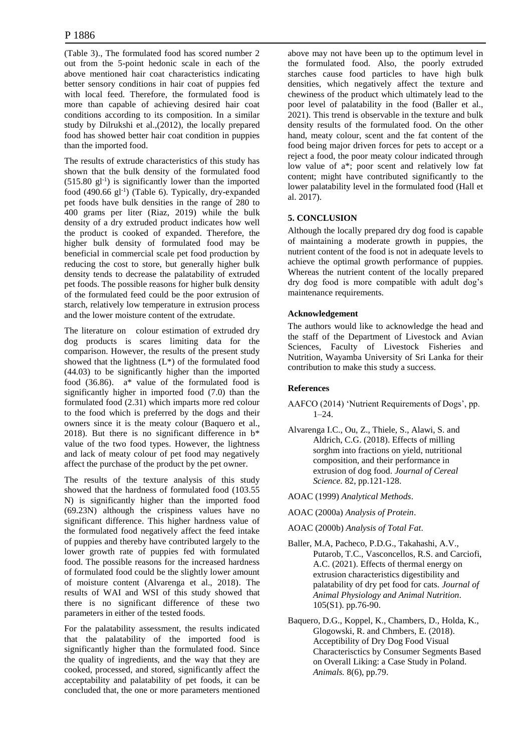(Table 3)., The formulated food has scored number 2 out from the 5-point hedonic scale in each of the above mentioned hair coat characteristics indicating better sensory conditions in hair coat of puppies fed with local feed. Therefore, the formulated food is more than capable of achieving desired hair coat conditions according to its composition. In a similar study by Dilrukshi et al.,(2012), the locally prepared food has showed better hair coat condition in puppies than the imported food.

The results of extrude characteristics of this study has shown that the bulk density of the formulated food (515.80 $gl^{-1}$) is significantly lower than the imported food (490.66 $gl^{-1}$) (Table 6). Typically, dry-expanded pet foods have bulk densities in the range of 280 to 400 grams per liter (Riaz, 2019) while the bulk density of a dry extruded product indicates how well the product is cooked of expanded. Therefore, the higher bulk density of formulated food may be beneficial in commercial scale pet food production by reducing the cost to store, but generally higher bulk density tends to decrease the palatability of extruded pet foods. The possible reasons for higher bulk density of the formulated feed could be the poor extrusion of starch, relatively low temperature in extrusion process and the lower moisture content of the extrudate.

The literature on colour estimation of extruded dry dog products is scares limiting data for the comparison. However, the results of the present study showed that the lightness (L*) of the formulated food (44.03) to be significantly higher than the imported food (36.86). a* value of the formulated food is significantly higher in imported food (7.0) than the formulated food (2.31) which imparts more red colour to the food which is preferred by the dogs and their owners since it is the meaty colour (Baquero et al., 2018). But there is no significant difference in b* value of the two food types. However, the lightness and lack of meaty colour of pet food may negatively affect the purchase of the product by the pet owner.

The results of the texture analysis of this study showed that the hardness of formulated food (103.55 N) is significantly higher than the imported food (69.23N) although the crispiness values have no significant difference. This higher hardness value of the formulated food negatively affect the feed intake of puppies and thereby have contributed largely to the lower growth rate of puppies fed with formulated food. The possible reasons for the increased hardness of formulated food could be the slightly lower amount of moisture content (Alvarenga et al., 2018). The results of WAI and WSI of this study showed that there is no significant difference of these two parameters in either of the tested foods.

For the palatability assessment, the results indicated that the palatability of the imported food is significantly higher than the formulated food. Since the quality of ingredients, and the way that they are cooked, processed, and stored, significantly affect the acceptability and palatability of pet foods, it can be concluded that, the one or more parameters mentioned above may not have been up to the optimum level in the formulated food. Also, the poorly extruded starches cause food particles to have high bulk densities, which negatively affect the texture and chewiness of the product which ultimately lead to the poor level of palatability in the food (Baller et al., 2021). This trend is observable in the texture and bulk density results of the formulated food. On the other hand, meaty colour, scent and the fat content of the food being major driven forces for pets to accept or a reject a food, the poor meaty colour indicated through low value of a*; poor scent and relatively low fat content; might have contributed significantly to the lower palatability level in the formulated food (Hall et al. 2017).

## 5. CONCLUSION

Although the locally prepared dry dog food is capable of maintaining a moderate growth in puppies, the nutrient content of the food is not in adequate levels to achieve the optimal growth performance of puppies. Whereas the nutrient content of the locally prepared dry dog food is more compatible with adult dog's maintenance requirements.

### Acknowledgement

The authors would like to acknowledge the head and the staff of the Department of Livestock and Avian Sciences, Faculty of Livestock Fisheries and Nutrition, Wayamba University of Sri Lanka for their contribution to make this study a success.

### References

AAFCO (2014) 'Nutrient Requirements of Dogs', pp. 1–24.

Alvarenga I.C., Ou, Z., Thiele, S., Alawi, S. and Aldrich, C.G. (2018). Effects of milling sorghm into fractions on yield, nutritional composition, and their performance in extrusion of dog food. *Journal of Cereal Science.* 82, pp.121-128.

AOAC (1999) *Analytical Methods*.

AOAC (2000a) *Analysis of Protein*.

AOAC (2000b) *Analysis of Total Fat*.

Baller, M.A, Pacheco, P.D.G., Takahashi, A.V., Putarob, T.C., Vasconcellos, R.S. and Carciofi, A.C. (2021). Effects of thermal energy on extrusion characteristics digestibility and palatability of dry pet food for cats. *Journal of Animal Physiology and Animal Nutrition*. 105(S1). pp.76-90.

Baquero, D.G., Koppel, K., Chambers, D., Holda, K., Glogowski, R. and Chmbers, E. (2018). Acceptibility of Dry Dog Food Visual Characterisctics by Consumer Segments Based on Overall Liking: a Case Study in Poland. *Animals.* 8(6), pp.79.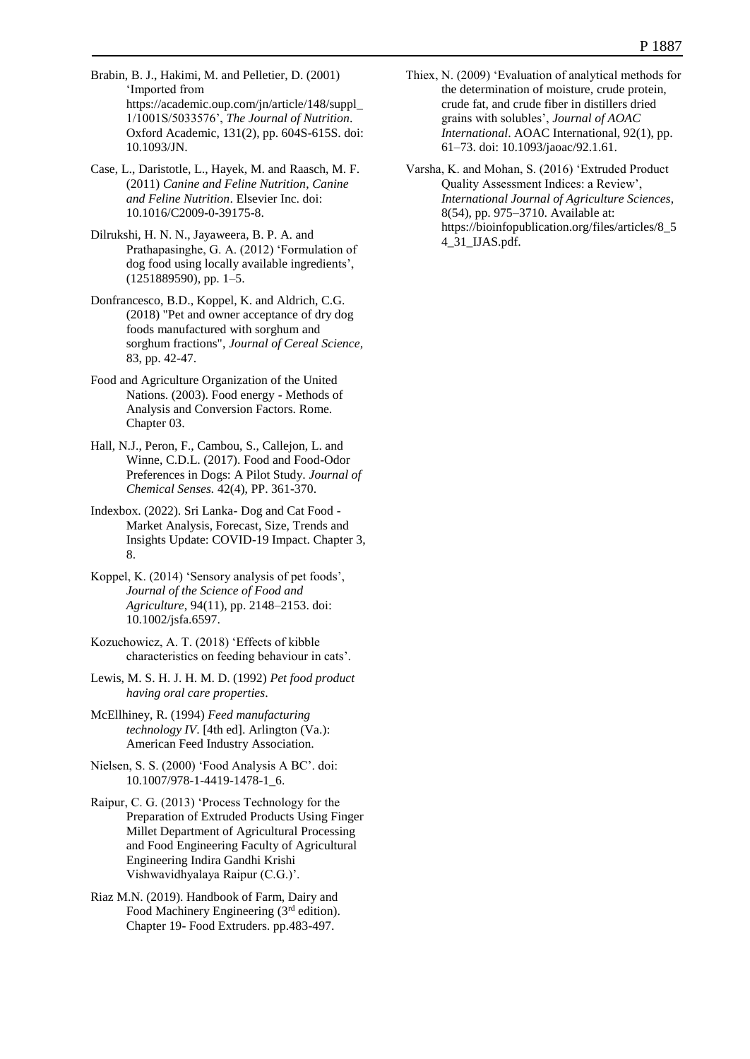Brabin, B. J., Hakimi, M. and Pelletier, D. (2001) 'Imported from https://academic.oup.com/jn/article/148/suppl_1/1001S/5033576', *The Journal of Nutrition*. Oxford Academic, 131(2), pp. 604S-615S. doi: 10.1093/JN.

Case, L., Daristotle, L., Hayek, M. and Raasch, M. F. (2011) *Canine and Feline Nutrition, Canine and Feline Nutrition*. Elsevier Inc. doi: 10.1016/C2009-0-39175-8.

Dilrukshi, H. N. N., Jayaweera, B. P. A. and Prathapasinghe, G. A. (2012) 'Formulation of dog food using locally available ingredients', (1251889590), pp. 1–5.

Donfrancesco, B.D., Koppel, K. and Aldrich, C.G. (2018) "Pet and owner acceptance of dry dog foods manufactured with sorghum and sorghum fractions", *Journal of Cereal Science,* 83, pp. 42-47.

Food and Agriculture Organization of the United Nations. (2003). Food energy - Methods of Analysis and Conversion Factors. Rome. Chapter 03.

Hall, N.J., Peron, F., Cambou, S., Callejon, L. and Winne, C.D.L. (2017). Food and Food-Odor Preferences in Dogs: A Pilot Study. *Journal of Chemical Senses.* 42(4), PP. 361-370.

Indexbox. (2022). Sri Lanka- Dog and Cat Food - Market Analysis, Forecast, Size, Trends and Insights Update: COVID-19 Impact. Chapter 3, 8.

Koppel, K. (2014) 'Sensory analysis of pet foods', *Journal of the Science of Food and Agriculture*, 94(11), pp. 2148–2153. doi: 10.1002/jsfa.6597.

Kozuchowicz, A. T. (2018) 'Effects of kibble characteristics on feeding behaviour in cats'.

Lewis, M. S. H. J. H. M. D. (1992) *Pet food product having oral care properties*.

McEllhiney, R. (1994) *Feed manufacturing technology IV*. [4th ed]. Arlington (Va.): American Feed Industry Association.

Nielsen, S. S. (2000) 'Food Analysis A BC'. doi: 10.1007/978-1-4419-1478-1_6.

Raipur, C. G. (2013) 'Process Technology for the Preparation of Extruded Products Using Finger Millet Department of Agricultural Processing and Food Engineering Faculty of Agricultural Engineering Indira Gandhi Krishi Vishwavidhyalaya Raipur (C.G.)'.

Riaz M.N. (2019). Handbook of Farm, Dairy and Food Machinery Engineering (3rd edition). Chapter 19- Food Extruders. pp.483-497.

Thiex, N. (2009) 'Evaluation of analytical methods for the determination of moisture, crude protein, crude fat, and crude fiber in distillers dried grains with solubles', *Journal of AOAC International*. AOAC International, 92(1), pp. 61–73. doi: 10.1093/jaoac/92.1.61.

Varsha, K. and Mohan, S. (2016) 'Extruded Product Quality Assessment Indices: a Review', *International Journal of Agriculture Sciences*, 8(54), pp. 975–3710. Available at: https://bioinfopublication.org/files/articles/8_54_31_IJAS.pdf.